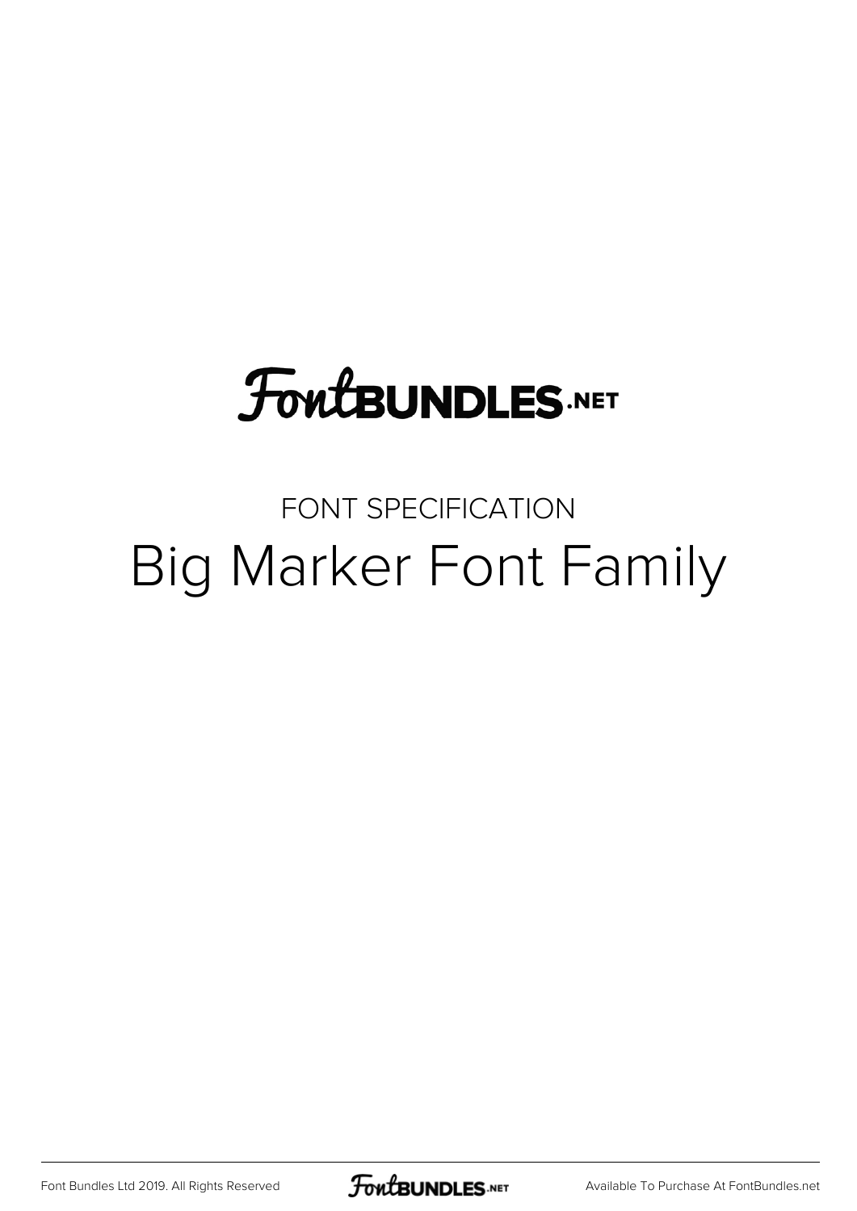FontBUNDLES.NET

FONT SPECIFICATION

# Big Marker Font Family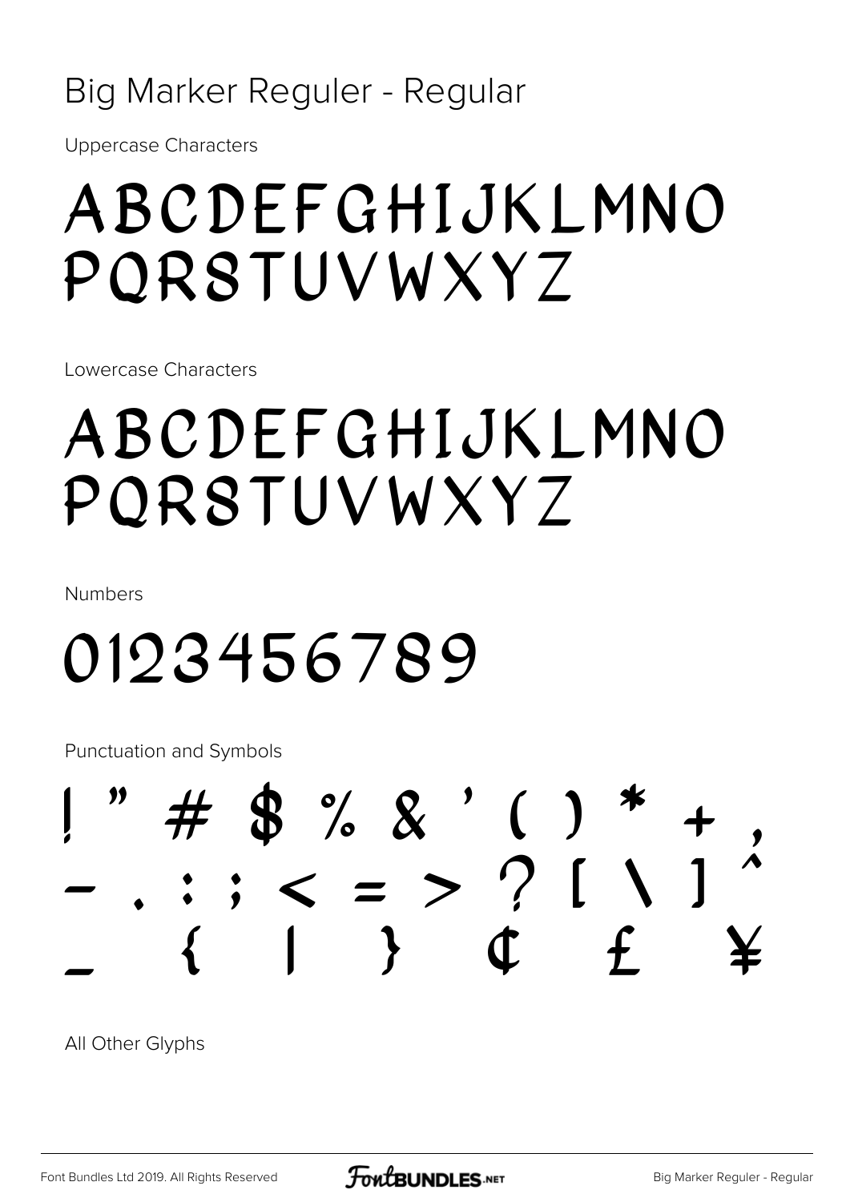# Big Marker Reguler - Regular

Uppercase Characters

ABCDEFGHIJKLMNO
PQRSTUVWXYZ

Lowercase Characters

ABCDEFGHIJKLMNO
PQRSTUVWXYZ

Numbers

0123456789

Punctuation and Symbols

! " # $ % & ' ( ) * + ,
- . : ; < = > ? [ \ ] ^
_ { | } ¢ £ ¥

All Other Glyphs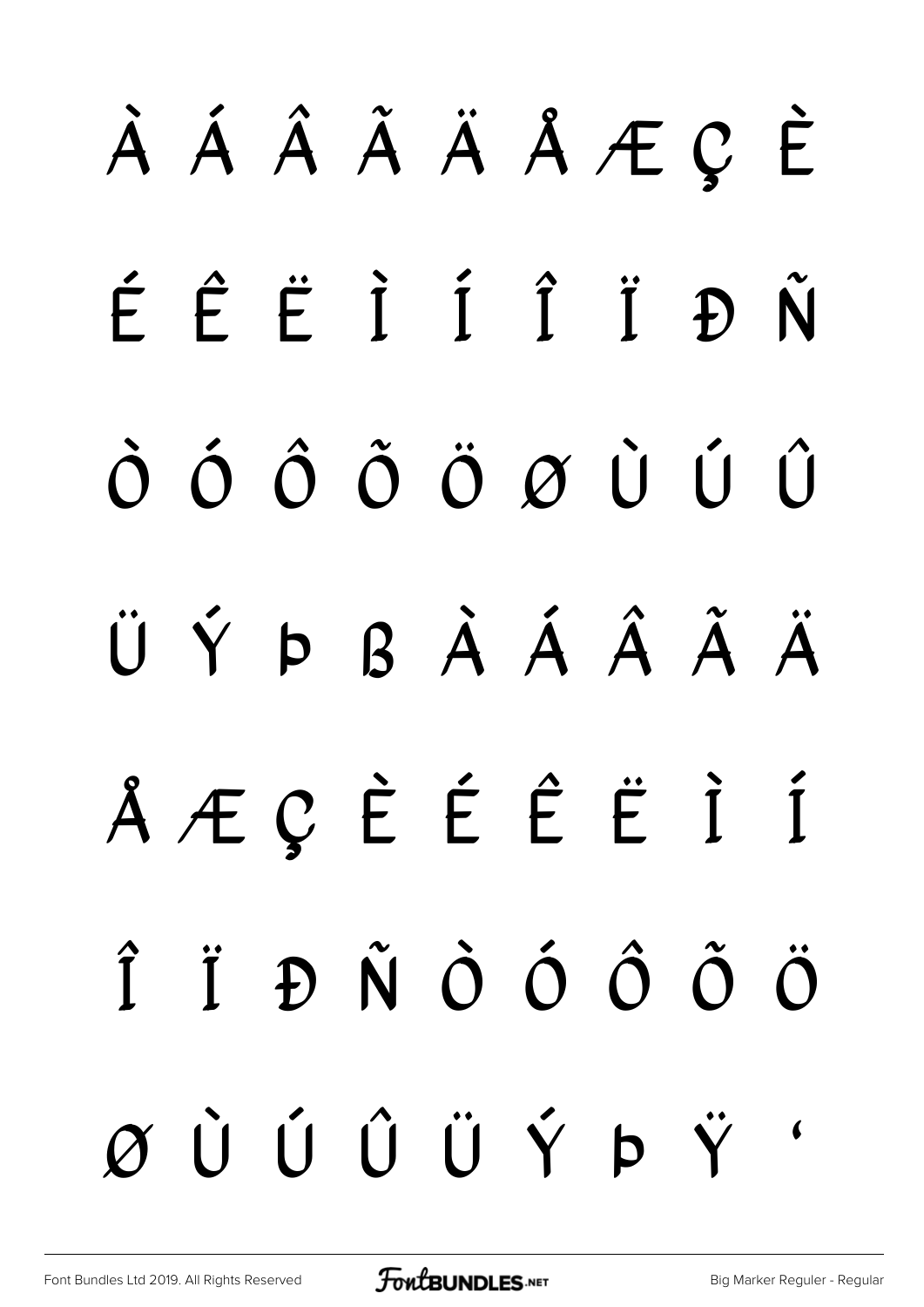À Á Â Ã Ä Å Æ Ç È

É Ê Ë Ì Í Î Ï Đ Ñ

Ò Ó Ô Õ Ö Ø Ù Ú Û

Ü Ý Þ ß À Á Â Ã Ä

Å Æ Ç È É Ê Ë Ì Í

Î Ï Đ Ñ Ò Ó Ô Õ Ö

Ø Ù Ú Û Ü Ý Þ Ÿ ‘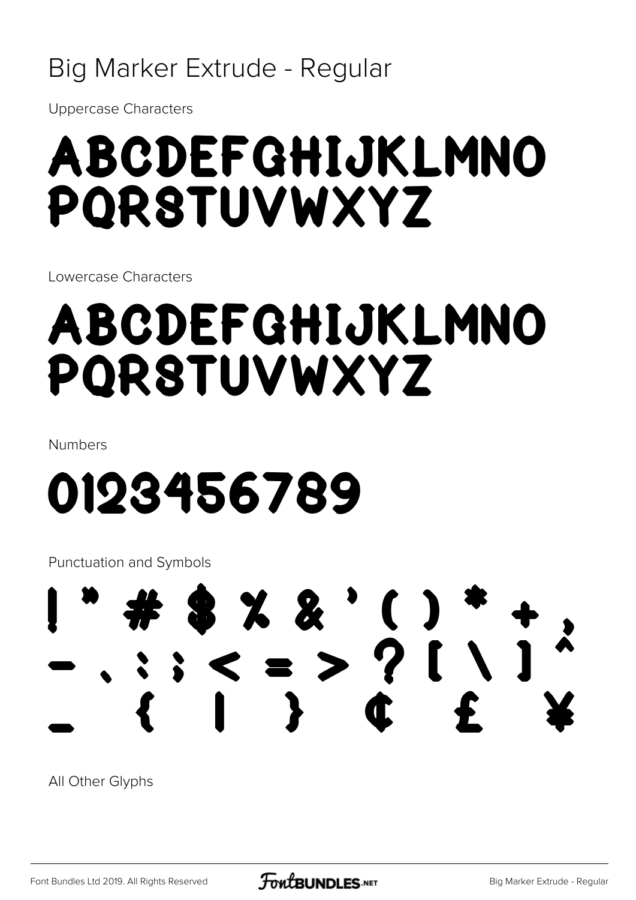# Big Marker Extrude - Regular

Uppercase Characters

ABCDEFGHIJKLMNO
PQRSTUVWXYZ

Lowercase Characters

ABCDEFGHIJKLMNO
PQRSTUVWXYZ

Numbers

0123456789

Punctuation and Symbols

! " # $ % & ' ( ) * + ,
- . : ; < = > ? [ \ ] ^
_ { | } ¢ £ ¥

All Other Glyphs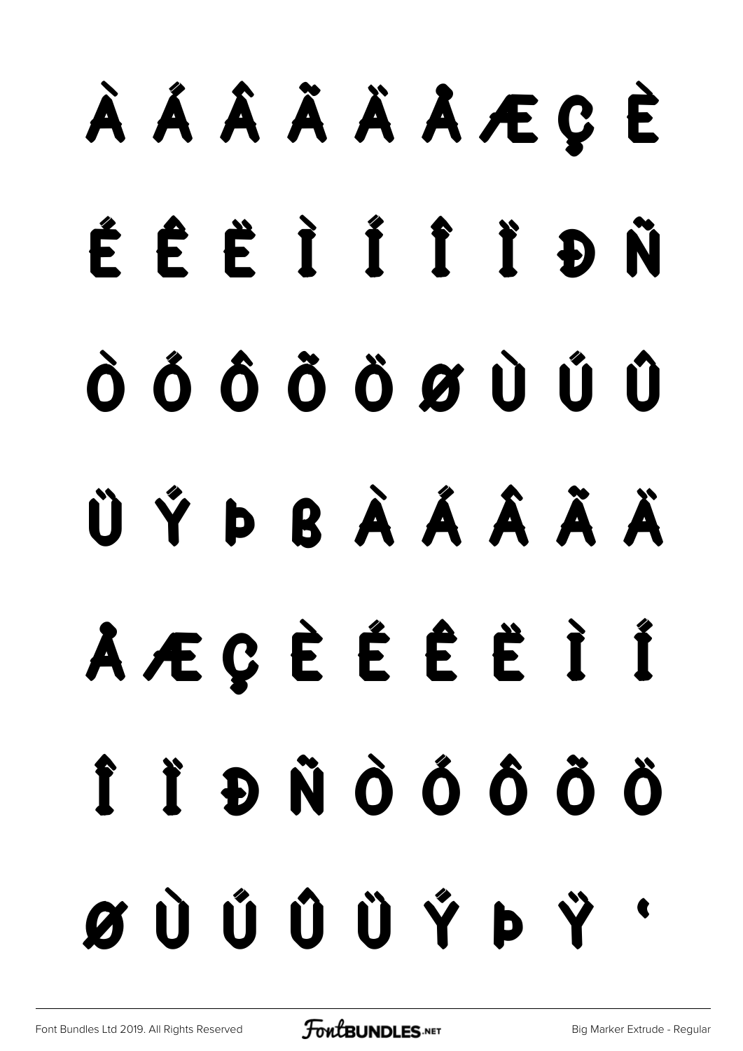À Á Â Ã Ä Å Æ Ç È

É Ê Ë Ì Í Î Ï Ð Ñ

Ò Ó Ô Õ Ö Ø Ù Ú Û

Ü Ý Þ ß à á â ã ä

å æ ç è é ê ë ì í

î ï ð ñ ò ó ô õ ö

ø ù ú û ü ý þ ÿ '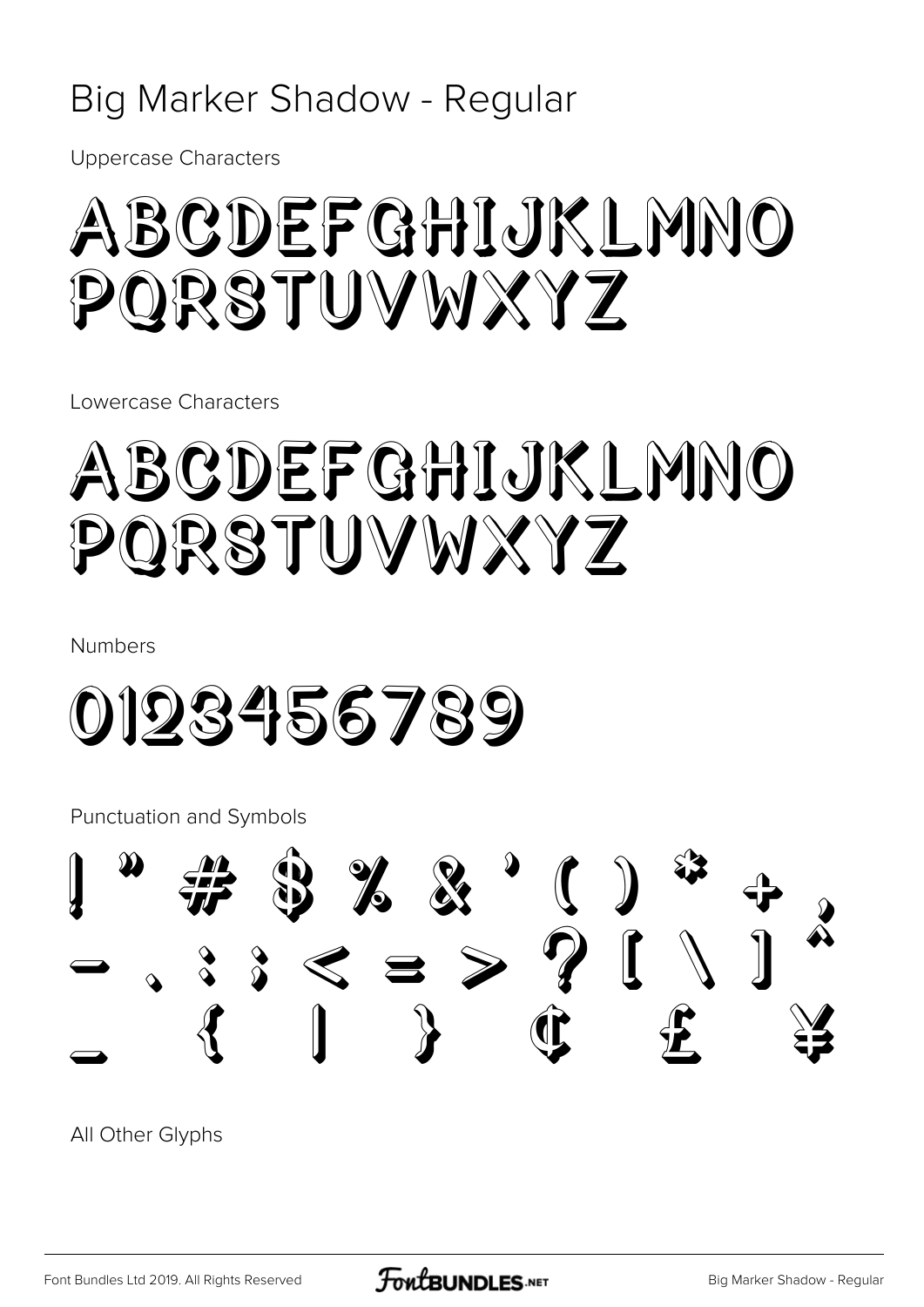# Big Marker Shadow - Regular

Uppercase Characters

ABCDEFGHIJKLMNO
PQRSTUVWXYZ

Lowercase Characters

ABCDEFGHIJKLMNO
PQRSTUVWXYZ

Numbers

0123456789

Punctuation and Symbols

! " # $ % & ' ( ) * + ,
- . : ; < = > ? [ \ ] ^
_ { | } ¢ £ ¥

All Other Glyphs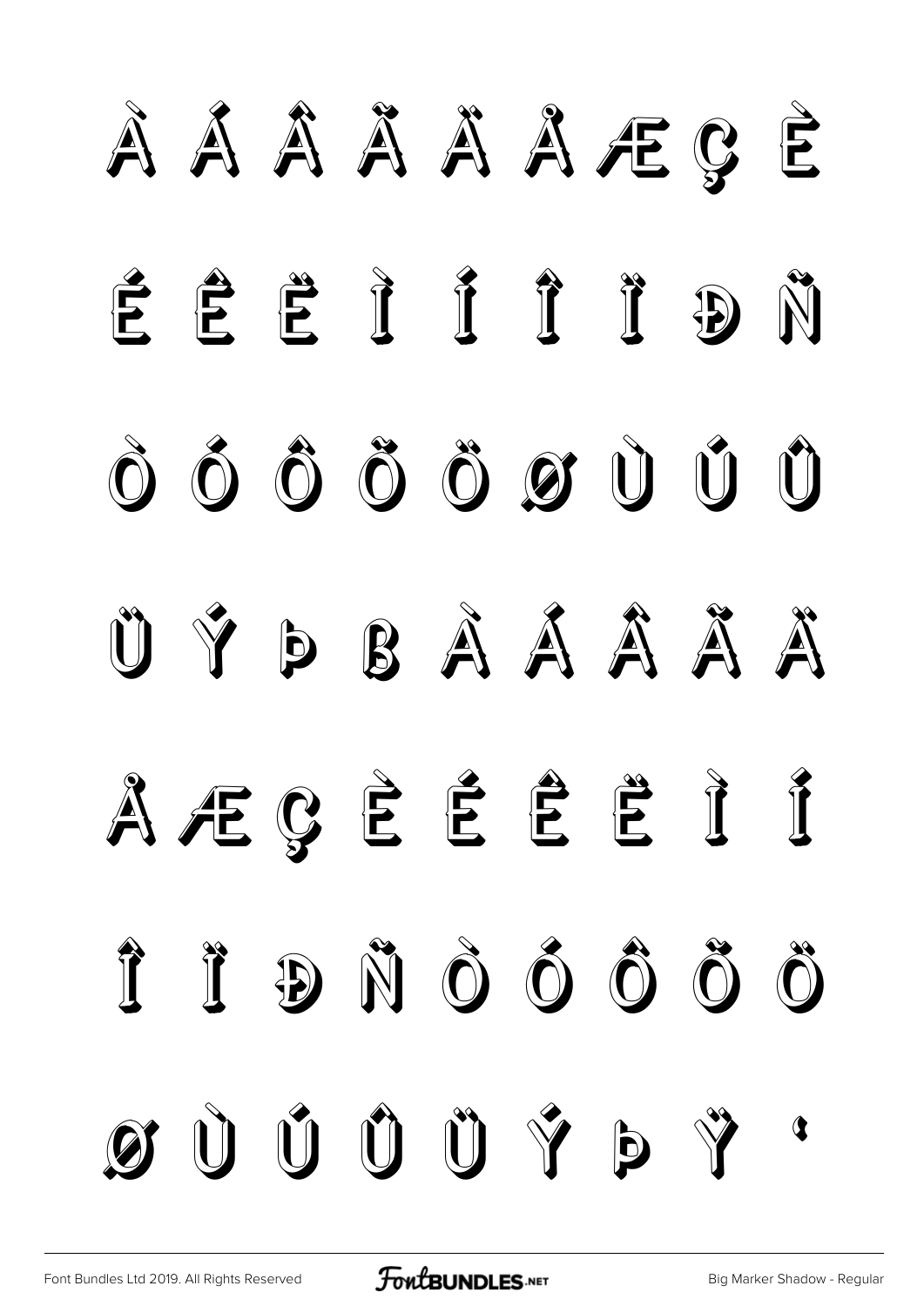À Á Â Ã Ä Å Æ Ç È

É Ê Ë Ì Í Î Ï Đ Ñ

Ò Ó Ô Õ Ö Ø Ù Ú Û

Ü Ý Þ ß à á â ã ä

å æ ç è é ê ë ì í

î ï ð ñ ò ó ô õ ö

ø ù ú û ü ý þ ÿ '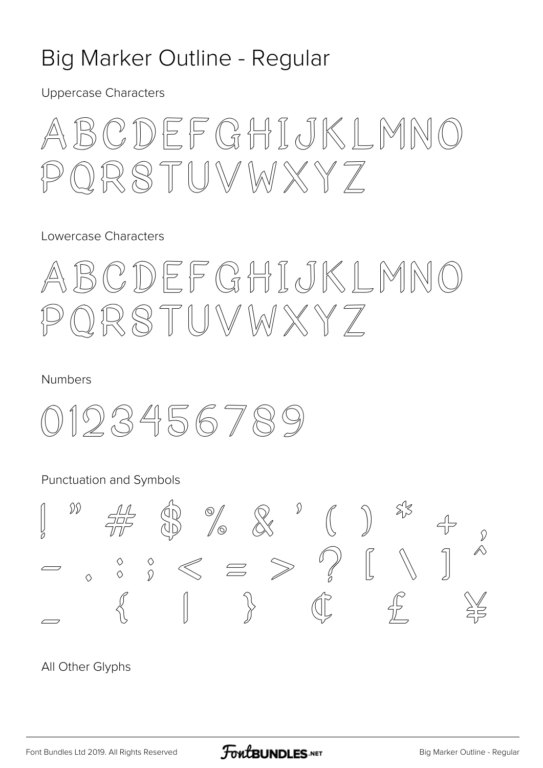# Big Marker Outline - Regular

Uppercase Characters

ABCDEFGHIJKLMNO
PQRSTUVWXYZ

Lowercase Characters

ABCDEFGHIJKLMNO
PQRSTUVWXYZ

Numbers

0123456789

Punctuation and Symbols

! " # $ % & ' ( ) * + ,
- . : ; < = > ? [ \ ] ^
_ { | } ¢ £ ¥

All Other Glyphs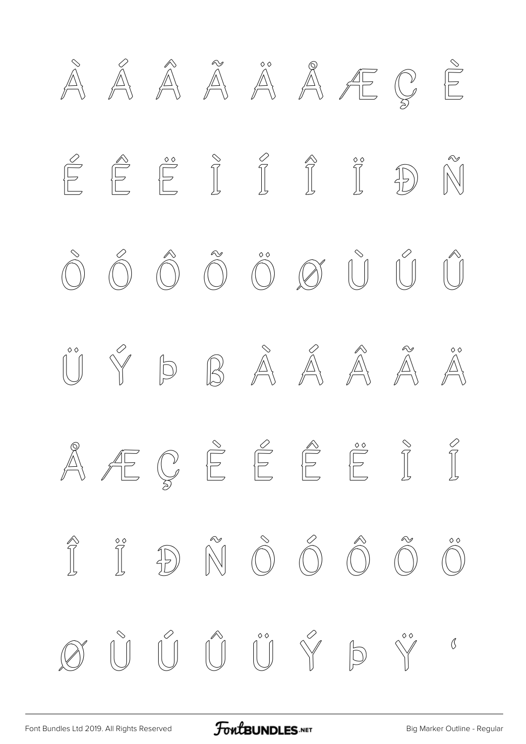À Á Â Ã Ä Å Æ Ç È

É Ê Ë Ì Í Î Ï Đ Ñ

Ò Ó Ô Õ Ö Ø Ù Ú Û

Ü Ý Þ ß À Á Â Ã Ä

Å Æ Ç È É Ê Ë Ì Í

Î Ï Đ Ñ Ò Ó Ô Õ Ö

Ø Ù Ú Û Ü Ý Þ Ÿ ʻ